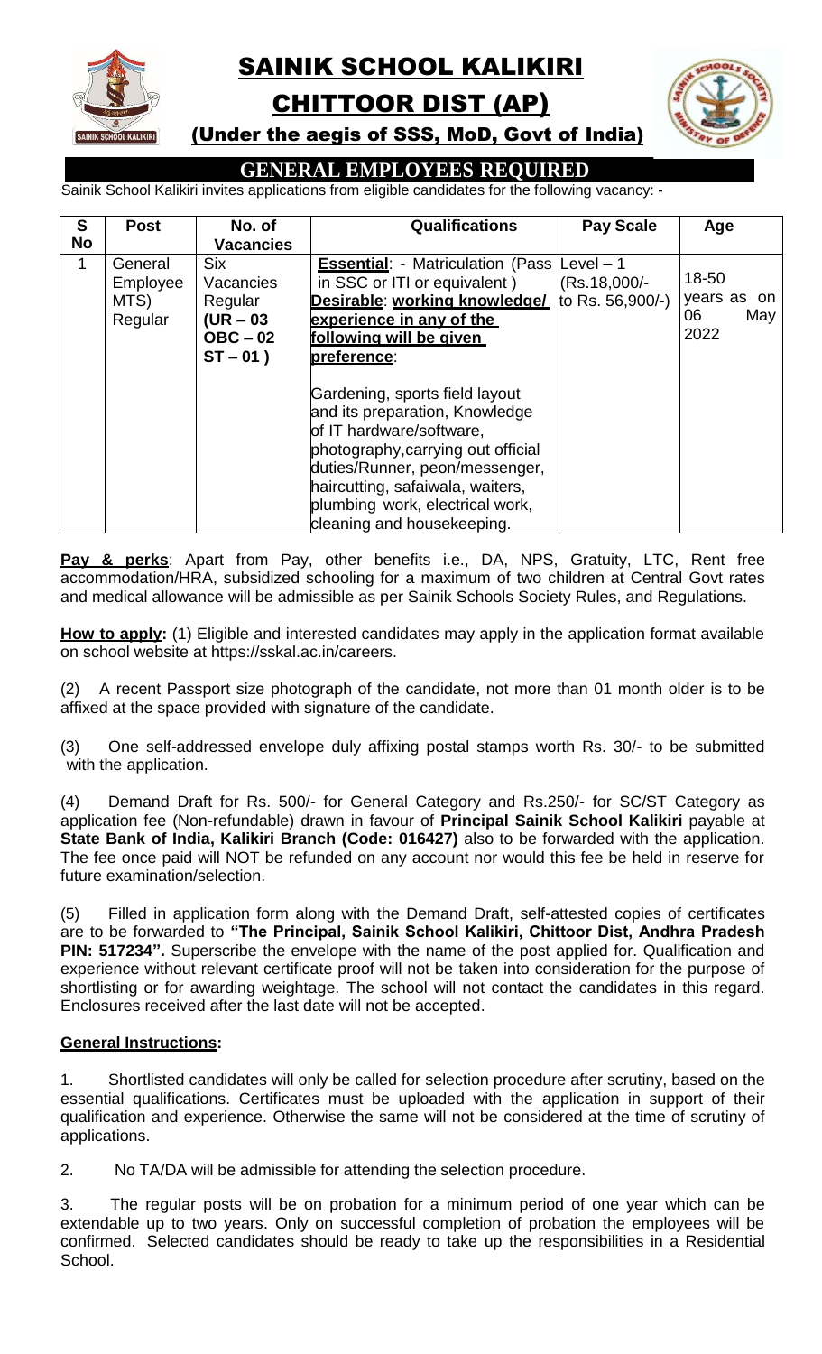# SAINIK SCHOOL KALIKIRI

# CHITTOOR DIST (AP)

### (Under the aegis of SSS, MoD, Govt of India)

## GENERAL EMPLOYEES REQUIRED

Sainik School Kalikiri invites applications from eligible candidates for the following vacancy: -

| S No | Post | No. of Vacancies | Qualifications | Pay Scale | Age |
|---|---|---|---|---|---|
| 1 | General Employee MTS) Regular | Six Vacancies Regular (UR – 03 OBC – 02 ST – 01 ) | **Essential**: - Matriculation (Pass in SSC or ITI or equivalent ) **Desirable**: **working knowledge/ experience in any of the following will be given preference**: Gardening, sports field layout and its preparation, Knowledge of IT hardware/software, photography,carrying out official duties/Runner, peon/messenger, haircutting, safaiwala, waiters, plumbing work, electrical work, cleaning and housekeeping. | Level – 1 (Rs.18,000/- to Rs. 56,900/-) | 18-50 years as on 06 May 2022 |

**Pay & perks**: Apart from Pay, other benefits i.e., DA, NPS, Gratuity, LTC, Rent free accommodation/HRA, subsidized schooling for a maximum of two children at Central Govt rates and medical allowance will be admissible as per Sainik Schools Society Rules, and Regulations.

**How to apply:** (1) Eligible and interested candidates may apply in the application format available on school website at https://sskal.ac.in/careers.

(2) A recent Passport size photograph of the candidate, not more than 01 month older is to be affixed at the space provided with signature of the candidate.

(3) One self-addressed envelope duly affixing postal stamps worth Rs. 30/- to be submitted with the application.

(4) Demand Draft for Rs. 500/- for General Category and Rs.250/- for SC/ST Category as application fee (Non-refundable) drawn in favour of **Principal Sainik School Kalikiri** payable at **State Bank of India, Kalikiri Branch (Code: 016427)** also to be forwarded with the application. The fee once paid will NOT be refunded on any account nor would this fee be held in reserve for future examination/selection.

(5) Filled in application form along with the Demand Draft, self-attested copies of certificates are to be forwarded to **"The Principal, Sainik School Kalikiri, Chittoor Dist, Andhra Pradesh PIN: 517234".** Superscribe the envelope with the name of the post applied for. Qualification and experience without relevant certificate proof will not be taken into consideration for the purpose of shortlisting or for awarding weightage. The school will not contact the candidates in this regard. Enclosures received after the last date will not be accepted.

**General Instructions:**

1. Shortlisted candidates will only be called for selection procedure after scrutiny, based on the essential qualifications. Certificates must be uploaded with the application in support of their qualification and experience. Otherwise the same will not be considered at the time of scrutiny of applications.

2. No TA/DA will be admissible for attending the selection procedure.

3. The regular posts will be on probation for a minimum period of one year which can be extendable up to two years. Only on successful completion of probation the employees will be confirmed. Selected candidates should be ready to take up the responsibilities in a Residential School.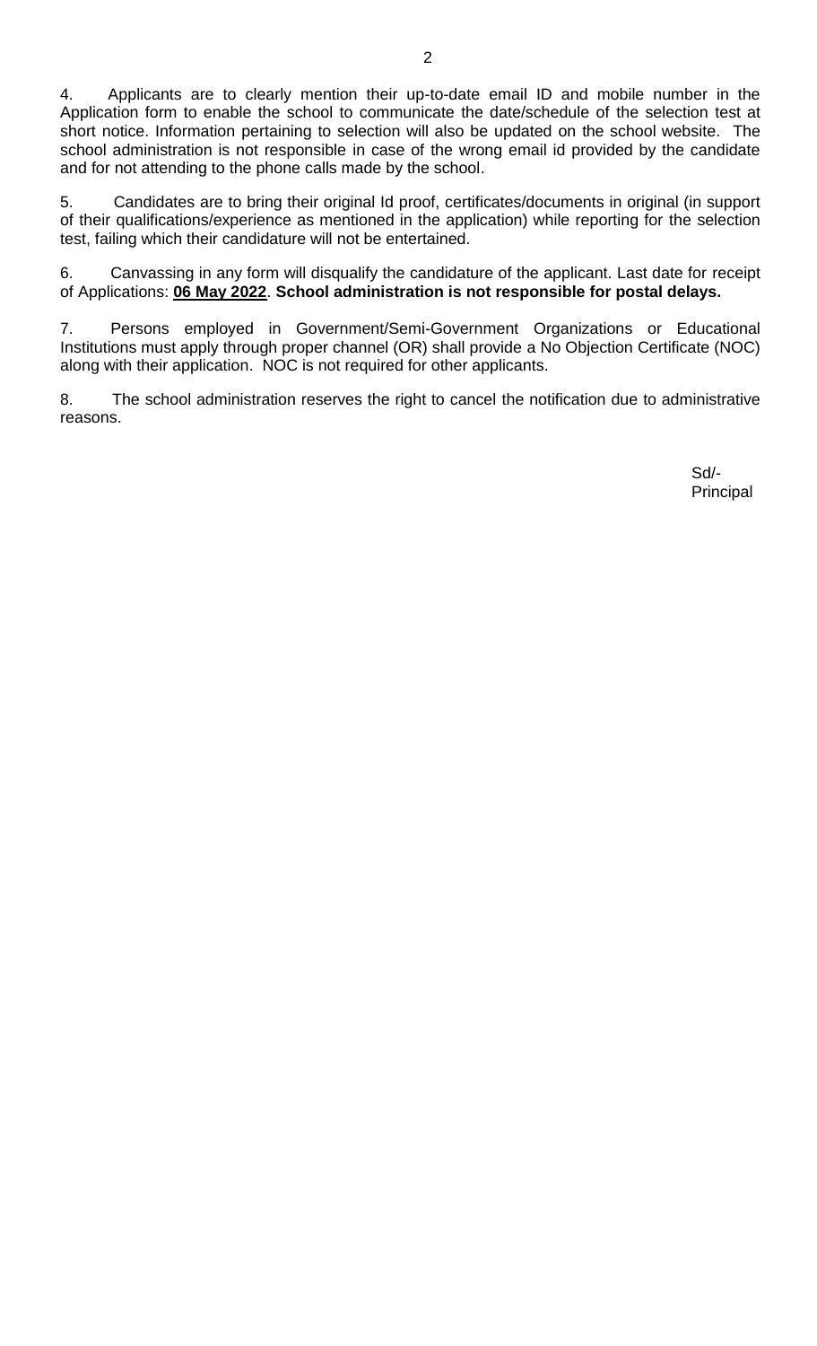4. Applicants are to clearly mention their up-to-date email ID and mobile number in the Application form to enable the school to communicate the date/schedule of the selection test at short notice. Information pertaining to selection will also be updated on the school website. The school administration is not responsible in case of the wrong email id provided by the candidate and for not attending to the phone calls made by the school.

5. Candidates are to bring their original Id proof, certificates/documents in original (in support of their qualifications/experience as mentioned in the application) while reporting for the selection test, failing which their candidature will not be entertained.

6. Canvassing in any form will disqualify the candidature of the applicant. Last date for receipt of Applications: **<u>06 May 2022</u>**. **School administration is not responsible for postal delays.**

7. Persons employed in Government/Semi-Government Organizations or Educational Institutions must apply through proper channel (OR) shall provide a No Objection Certificate (NOC) along with their application. NOC is not required for other applicants.

8. The school administration reserves the right to cancel the notification due to administrative reasons.

Sd/-
Principal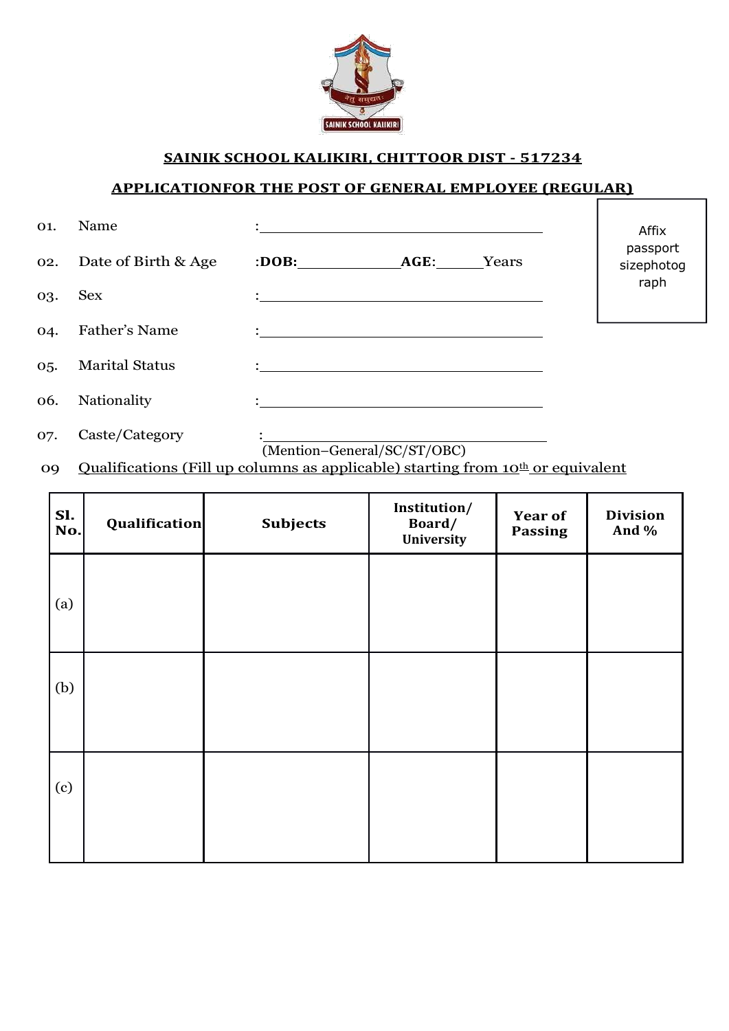## SAINIK SCHOOL KALIKIRI, CHITTOOR DIST - 517234

## APPLICATIONFOR THE POST OF GENERAL EMPLOYEE (REGULAR)

Affix passport sizephotograph

01. Name :\_\_\_\_\_\_\_\_\_\_\_\_\_\_\_\_\_\_\_\_\_\_\_\_\_\_\_\_\_\_\_\_\_\_

02. Date of Birth & Age :**DOB:**\_\_\_\_\_\_\_\_\_\_\_\_ **AGE:**\_\_\_\_\_\_Years

03. Sex :\_\_\_\_\_\_\_\_\_\_\_\_\_\_\_\_\_\_\_\_\_\_\_\_\_\_\_\_\_\_\_\_\_\_

04. Father's Name :\_\_\_\_\_\_\_\_\_\_\_\_\_\_\_\_\_\_\_\_\_\_\_\_\_\_\_\_\_\_\_\_\_\_

05. Marital Status :\_\_\_\_\_\_\_\_\_\_\_\_\_\_\_\_\_\_\_\_\_\_\_\_\_\_\_\_\_\_\_\_\_\_

06. Nationality :\_\_\_\_\_\_\_\_\_\_\_\_\_\_\_\_\_\_\_\_\_\_\_\_\_\_\_\_\_\_\_\_\_\_

07. Caste/Category :\_\_\_\_\_\_\_\_\_\_\_\_\_\_\_\_\_\_\_\_\_\_\_\_\_\_\_\_\_\_\_\_\_\_
(Mention–General/SC/ST/OBC)

09 Qualifications (Fill up columns as applicable) starting from 10th or equivalent

| Sl. No. | Qualification | Subjects | Institution/ Board/ University | Year of Passing | Division And % |
|---|---|---|---|---|---|
| (a) | | | | | |
| (b) | | | | | |
| (c) | | | | | |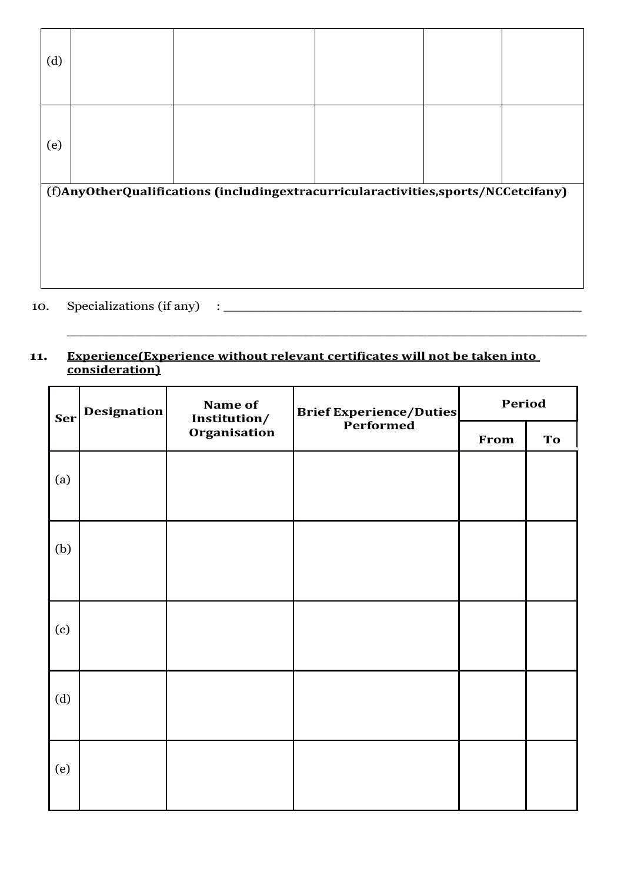| | | | | | |
|---|---|---|---|---|---|
| (d) | | | | | |
| (e) | | | | | |
| (f)**AnyOtherQualifications (includingextracurricularactivities,sports/NCCetcifany)** | | | | | |

10. Specializations (if any) : ______________________________________________

______________________________________________________________________

**11. <u>Experience(Experience without relevant certificates will not be taken into consideration)</u>**

| Ser | Designation | Name of Institution/ Organisation | Brief Experience/Duties Performed | Period | |
|---|---|---|---|---|---|
| | | | | From | To |
| (a) | | | | | |
| (b) | | | | | |
| (c) | | | | | |
| (d) | | | | | |
| (e) | | | | | |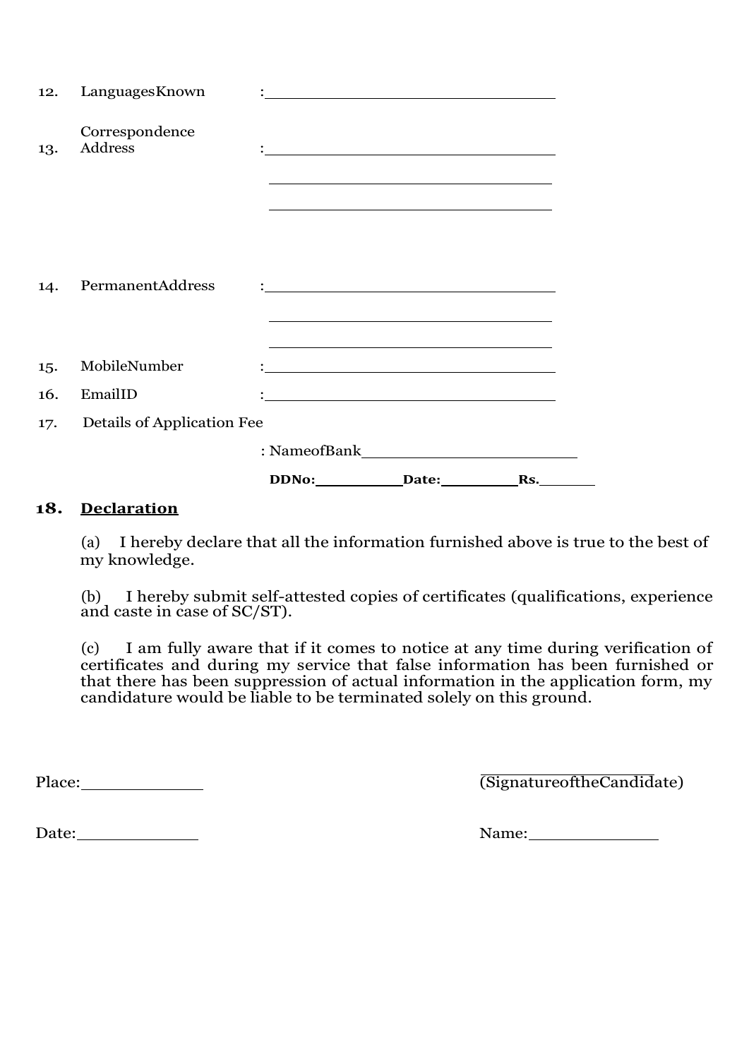12. LanguagesKnown : ______________________________

13. Correspondence Address : ______________________________

______________________________

______________________________

14. PermanentAddress : ______________________________

______________________________

______________________________

15. MobileNumber : ______________________________

16. EmailID : ______________________________

17. Details of Application Fee

: NameofBank ______________________

**DDNo:** __________ **Date:** __________ **Rs.** _______

## 18. <u>Declaration</u>

(a) I hereby declare that all the information furnished above is true to the best of my knowledge.

(b) I hereby submit self-attested copies of certificates (qualifications, experience and caste in case of SC/ST).

(c) I am fully aware that if it comes to notice at any time during verification of certificates and during my service that false information has been furnished or that there has been suppression of actual information in the application form, my candidature would be liable to be terminated solely on this ground.

Place: ____________

(SignatureoftheCandidate)

Date: ____________

Name: ____________